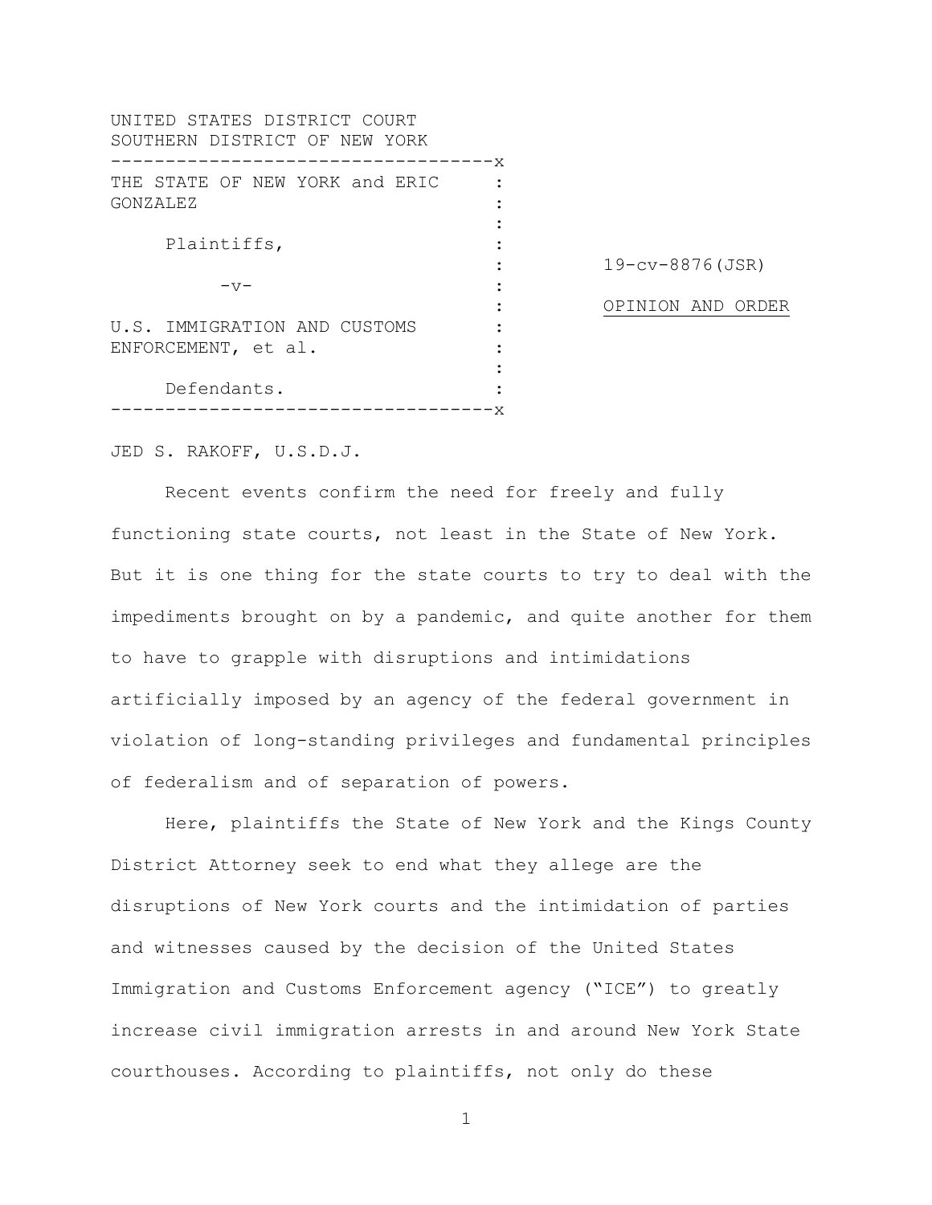UNITED STATES DISTRICT COURT
SOUTHERN DISTRICT OF NEW YORK

| | | |
|---|---|---|
| THE STATE OF NEW YORK and ERIC GONZALEZ | : | |
| Plaintiffs, | : | 19-cv-8876(JSR) |
| -v- | : | OPINION AND ORDER |
| U.S. IMMIGRATION AND CUSTOMS ENFORCEMENT, et al. | : | |
| Defendants. | : | |

JED S. RAKOFF, U.S.D.J.

Recent events confirm the need for freely and fully functioning state courts, not least in the State of New York. But it is one thing for the state courts to try to deal with the impediments brought on by a pandemic, and quite another for them to have to grapple with disruptions and intimidations artificially imposed by an agency of the federal government in violation of long-standing privileges and fundamental principles of federalism and of separation of powers.

Here, plaintiffs the State of New York and the Kings County District Attorney seek to end what they allege are the disruptions of New York courts and the intimidation of parties and witnesses caused by the decision of the United States Immigration and Customs Enforcement agency ("ICE") to greatly increase civil immigration arrests in and around New York State courthouses. According to plaintiffs, not only do these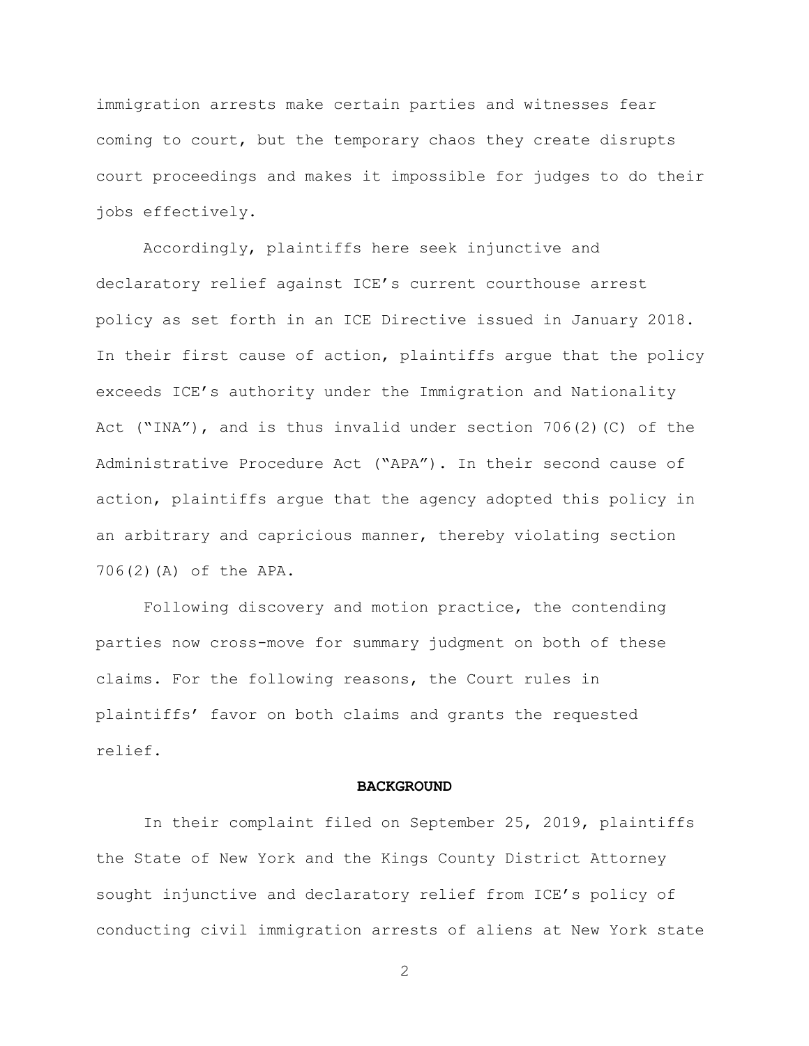immigration arrests make certain parties and witnesses fear coming to court, but the temporary chaos they create disrupts court proceedings and makes it impossible for judges to do their jobs effectively.

Accordingly, plaintiffs here seek injunctive and declaratory relief against ICE's current courthouse arrest policy as set forth in an ICE Directive issued in January 2018. In their first cause of action, plaintiffs argue that the policy exceeds ICE's authority under the Immigration and Nationality Act ("INA"), and is thus invalid under section 706(2)(C) of the Administrative Procedure Act ("APA"). In their second cause of action, plaintiffs argue that the agency adopted this policy in an arbitrary and capricious manner, thereby violating section 706(2)(A) of the APA.

Following discovery and motion practice, the contending parties now cross-move for summary judgment on both of these claims. For the following reasons, the Court rules in plaintiffs' favor on both claims and grants the requested relief.

## BACKGROUND

In their complaint filed on September 25, 2019, plaintiffs the State of New York and the Kings County District Attorney sought injunctive and declaratory relief from ICE's policy of conducting civil immigration arrests of aliens at New York state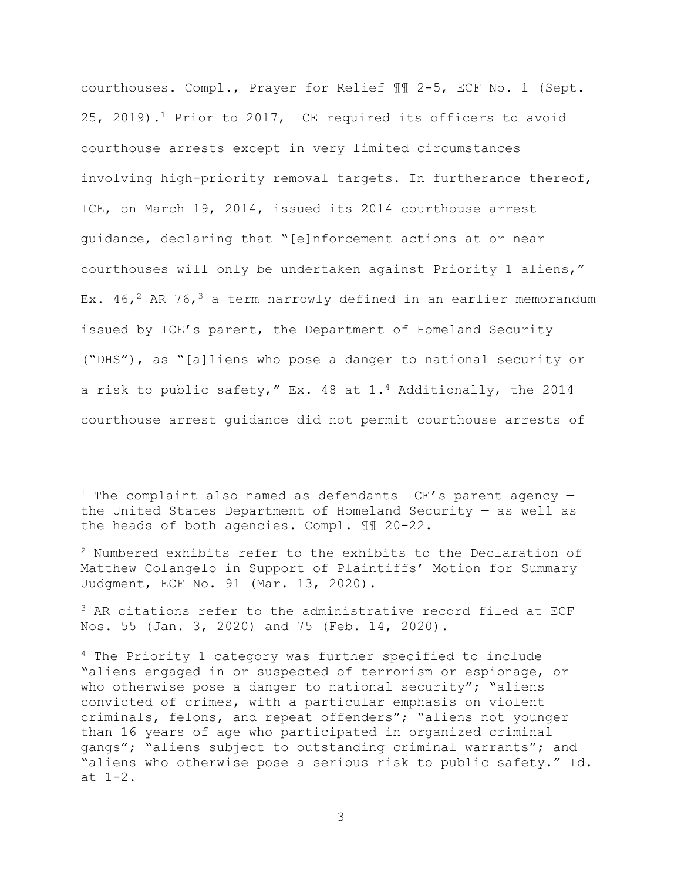courthouses. Compl., Prayer for Relief ¶¶ 2-5, ECF No. 1 (Sept. 25, 2019).[1] Prior to 2017, ICE required its officers to avoid courthouse arrests except in very limited circumstances involving high-priority removal targets. In furtherance thereof, ICE, on March 19, 2014, issued its 2014 courthouse arrest guidance, declaring that "[e]nforcement actions at or near courthouses will only be undertaken against Priority 1 aliens," Ex. 46,[2] AR 76,[3] a term narrowly defined in an earlier memorandum issued by ICE's parent, the Department of Homeland Security ("DHS"), as "[a]liens who pose a danger to national security or a risk to public safety," Ex. 48 at 1.[4] Additionally, the 2014 courthouse arrest guidance did not permit courthouse arrests of

---

[1] The complaint also named as defendants ICE's parent agency — the United States Department of Homeland Security — as well as the heads of both agencies. Compl. ¶¶ 20-22.

[2] Numbered exhibits refer to the exhibits to the Declaration of Matthew Colangelo in Support of Plaintiffs' Motion for Summary Judgment, ECF No. 91 (Mar. 13, 2020).

[3] AR citations refer to the administrative record filed at ECF Nos. 55 (Jan. 3, 2020) and 75 (Feb. 14, 2020).

[4] The Priority 1 category was further specified to include "aliens engaged in or suspected of terrorism or espionage, or who otherwise pose a danger to national security"; "aliens convicted of crimes, with a particular emphasis on violent criminals, felons, and repeat offenders"; "aliens not younger than 16 years of age who participated in organized criminal gangs"; "aliens subject to outstanding criminal warrants"; and "aliens who otherwise pose a serious risk to public safety." Id. at 1-2.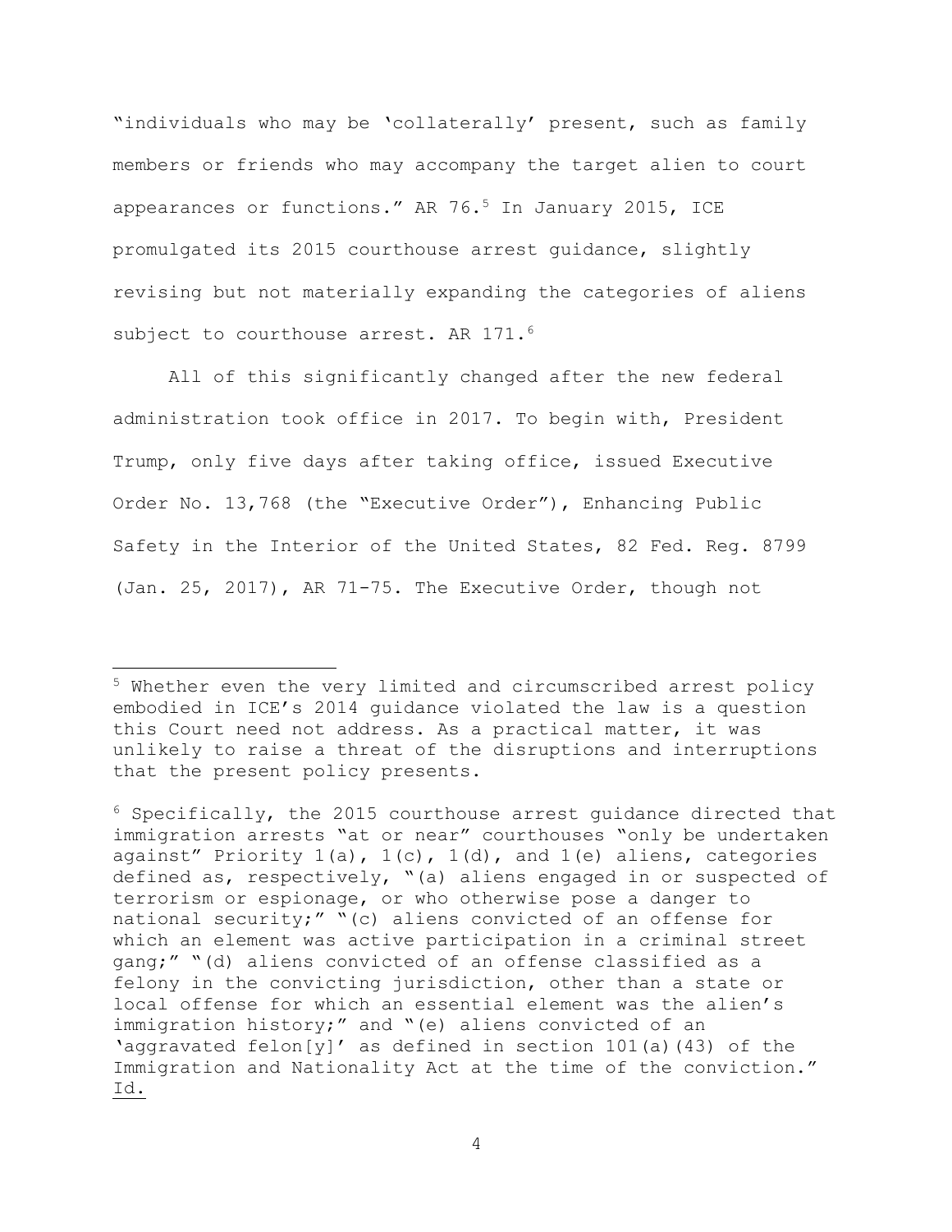"individuals who may be 'collaterally' present, such as family members or friends who may accompany the target alien to court appearances or functions." AR 76.[5] In January 2015, ICE promulgated its 2015 courthouse arrest guidance, slightly revising but not materially expanding the categories of aliens subject to courthouse arrest. AR 171.[6]

All of this significantly changed after the new federal administration took office in 2017. To begin with, President Trump, only five days after taking office, issued Executive Order No. 13,768 (the "Executive Order"), Enhancing Public Safety in the Interior of the United States, 82 Fed. Reg. 8799 (Jan. 25, 2017), AR 71-75. The Executive Order, though not

---

[5] Whether even the very limited and circumscribed arrest policy embodied in ICE's 2014 guidance violated the law is a question this Court need not address. As a practical matter, it was unlikely to raise a threat of the disruptions and interruptions that the present policy presents.

[6] Specifically, the 2015 courthouse arrest guidance directed that immigration arrests "at or near" courthouses "only be undertaken against" Priority 1(a), 1(c), 1(d), and 1(e) aliens, categories defined as, respectively, "(a) aliens engaged in or suspected of terrorism or espionage, or who otherwise pose a danger to national security;" "(c) aliens convicted of an offense for which an element was active participation in a criminal street gang;" "(d) aliens convicted of an offense classified as a felony in the convicting jurisdiction, other than a state or local offense for which an essential element was the alien's immigration history;" and "(e) aliens convicted of an 'aggravated felon[y]' as defined in section 101(a)(43) of the Immigration and Nationality Act at the time of the conviction." Id.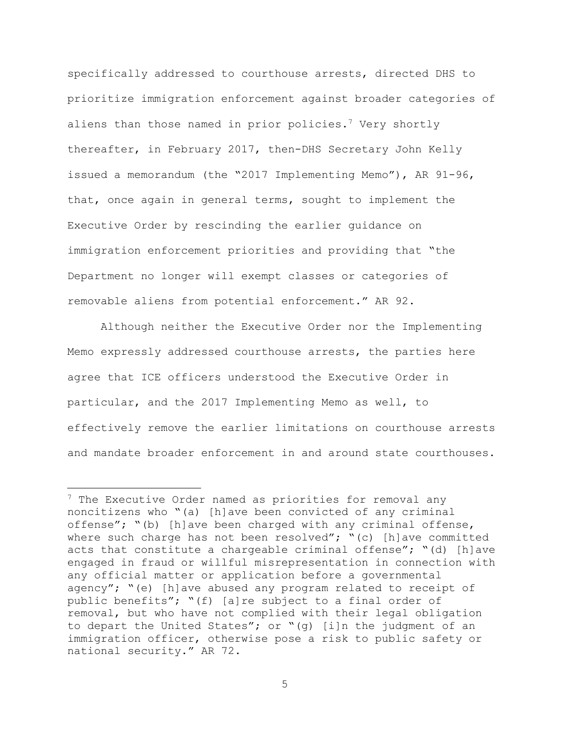specifically addressed to courthouse arrests, directed DHS to prioritize immigration enforcement against broader categories of aliens than those named in prior policies.[7] Very shortly thereafter, in February 2017, then-DHS Secretary John Kelly issued a memorandum (the "2017 Implementing Memo"), AR 91-96, that, once again in general terms, sought to implement the Executive Order by rescinding the earlier guidance on immigration enforcement priorities and providing that "the Department no longer will exempt classes or categories of removable aliens from potential enforcement." AR 92.

Although neither the Executive Order nor the Implementing Memo expressly addressed courthouse arrests, the parties here agree that ICE officers understood the Executive Order in particular, and the 2017 Implementing Memo as well, to effectively remove the earlier limitations on courthouse arrests and mandate broader enforcement in and around state courthouses.

---

[7] The Executive Order named as priorities for removal any noncitizens who "(a) [h]ave been convicted of any criminal offense"; "(b) [h]ave been charged with any criminal offense, where such charge has not been resolved"; "(c) [h]ave committed acts that constitute a chargeable criminal offense"; "(d) [h]ave engaged in fraud or willful misrepresentation in connection with any official matter or application before a governmental agency"; "(e) [h]ave abused any program related to receipt of public benefits"; "(f) [a]re subject to a final order of removal, but who have not complied with their legal obligation to depart the United States"; or "(g) [i]n the judgment of an immigration officer, otherwise pose a risk to public safety or national security." AR 72.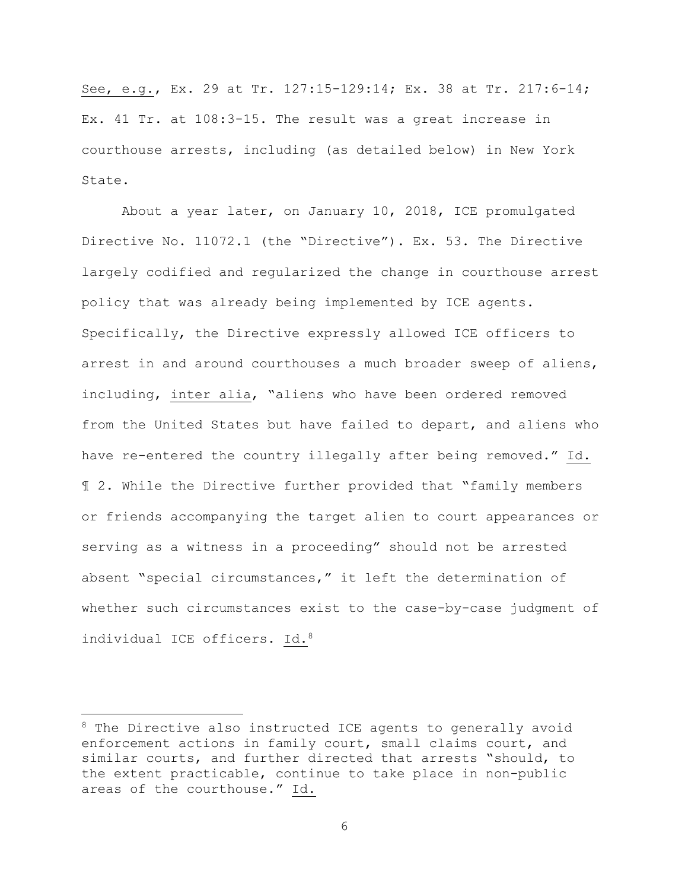See, e.g., Ex. 29 at Tr. 127:15-129:14; Ex. 38 at Tr. 217:6-14; Ex. 41 Tr. at 108:3-15. The result was a great increase in courthouse arrests, including (as detailed below) in New York State.

About a year later, on January 10, 2018, ICE promulgated Directive No. 11072.1 (the "Directive"). Ex. 53. The Directive largely codified and regularized the change in courthouse arrest policy that was already being implemented by ICE agents. Specifically, the Directive expressly allowed ICE officers to arrest in and around courthouses a much broader sweep of aliens, including, inter alia, "aliens who have been ordered removed from the United States but have failed to depart, and aliens who have re-entered the country illegally after being removed." Id. ¶ 2. While the Directive further provided that "family members or friends accompanying the target alien to court appearances or serving as a witness in a proceeding" should not be arrested absent "special circumstances," it left the determination of whether such circumstances exist to the case-by-case judgment of individual ICE officers. Id.[8]

---

[8] The Directive also instructed ICE agents to generally avoid enforcement actions in family court, small claims court, and similar courts, and further directed that arrests "should, to the extent practicable, continue to take place in non-public areas of the courthouse." Id.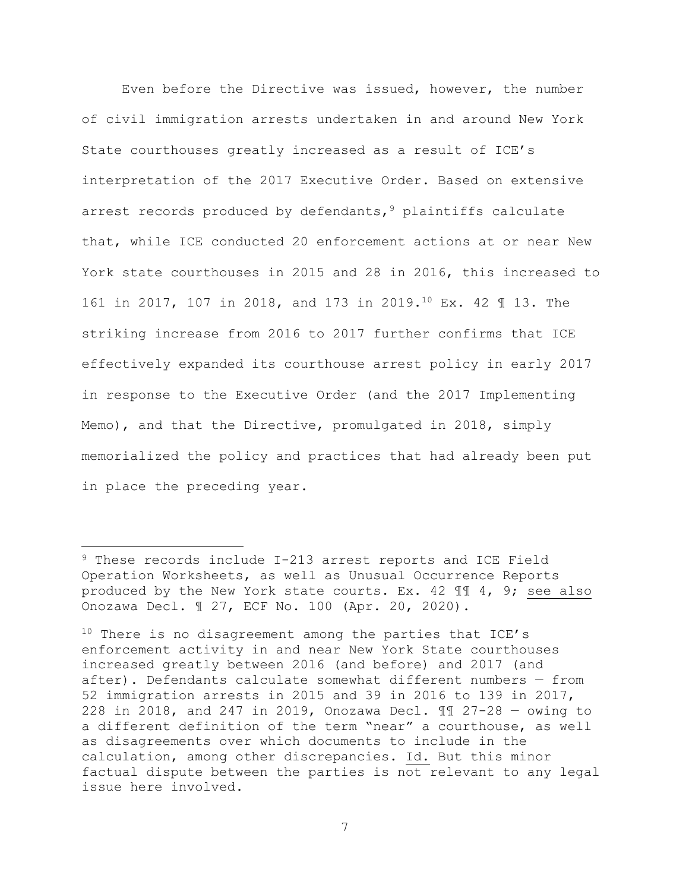Even before the Directive was issued, however, the number of civil immigration arrests undertaken in and around New York State courthouses greatly increased as a result of ICE's interpretation of the 2017 Executive Order. Based on extensive arrest records produced by defendants,[9] plaintiffs calculate that, while ICE conducted 20 enforcement actions at or near New York state courthouses in 2015 and 28 in 2016, this increased to 161 in 2017, 107 in 2018, and 173 in 2019.[10] Ex. 42 ¶ 13. The striking increase from 2016 to 2017 further confirms that ICE effectively expanded its courthouse arrest policy in early 2017 in response to the Executive Order (and the 2017 Implementing Memo), and that the Directive, promulgated in 2018, simply memorialized the policy and practices that had already been put in place the preceding year.

---

[9] These records include I-213 arrest reports and ICE Field Operation Worksheets, as well as Unusual Occurrence Reports produced by the New York state courts. Ex. 42 ¶¶ 4, 9; see also Onozawa Decl. ¶ 27, ECF No. 100 (Apr. 20, 2020).

[10] There is no disagreement among the parties that ICE's enforcement activity in and near New York State courthouses increased greatly between 2016 (and before) and 2017 (and after). Defendants calculate somewhat different numbers — from 52 immigration arrests in 2015 and 39 in 2016 to 139 in 2017, 228 in 2018, and 247 in 2019, Onozawa Decl. ¶¶ 27-28 — owing to a different definition of the term "near" a courthouse, as well as disagreements over which documents to include in the calculation, among other discrepancies. Id. But this minor factual dispute between the parties is not relevant to any legal issue here involved.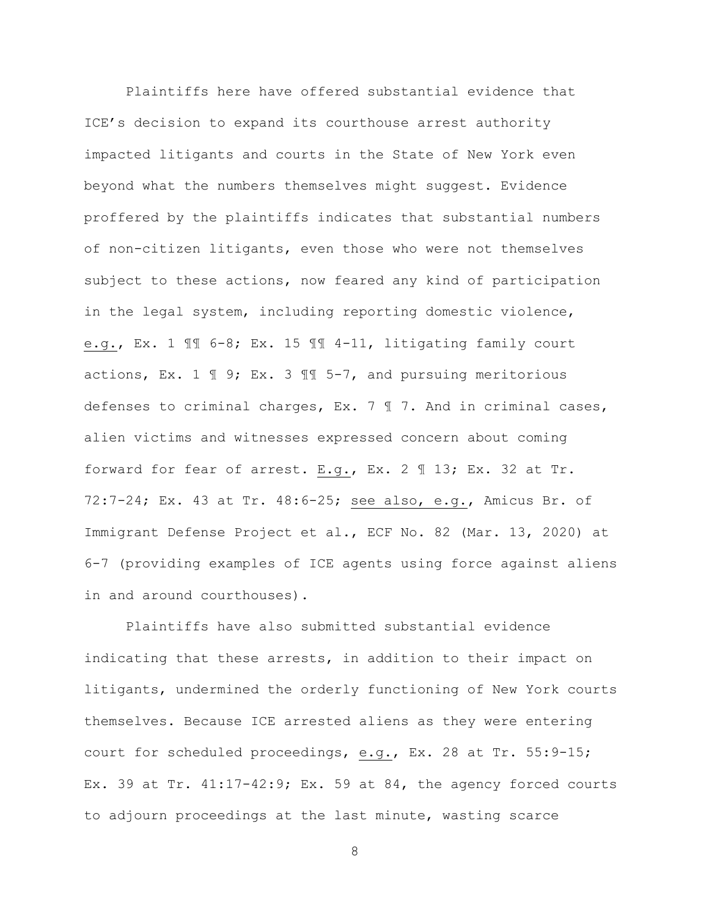Plaintiffs here have offered substantial evidence that ICE's decision to expand its courthouse arrest authority impacted litigants and courts in the State of New York even beyond what the numbers themselves might suggest. Evidence proffered by the plaintiffs indicates that substantial numbers of non-citizen litigants, even those who were not themselves subject to these actions, now feared any kind of participation in the legal system, including reporting domestic violence, e.g., Ex. 1 ¶¶ 6-8; Ex. 15 ¶¶ 4-11, litigating family court actions, Ex. 1 ¶ 9; Ex. 3 ¶¶ 5-7, and pursuing meritorious defenses to criminal charges, Ex. 7 ¶ 7. And in criminal cases, alien victims and witnesses expressed concern about coming forward for fear of arrest. E.g., Ex. 2 ¶ 13; Ex. 32 at Tr. 72:7-24; Ex. 43 at Tr. 48:6-25; see also, e.g., Amicus Br. of Immigrant Defense Project et al., ECF No. 82 (Mar. 13, 2020) at 6-7 (providing examples of ICE agents using force against aliens in and around courthouses).

Plaintiffs have also submitted substantial evidence indicating that these arrests, in addition to their impact on litigants, undermined the orderly functioning of New York courts themselves. Because ICE arrested aliens as they were entering court for scheduled proceedings, e.g., Ex. 28 at Tr. 55:9-15; Ex. 39 at Tr. 41:17-42:9; Ex. 59 at 84, the agency forced courts to adjourn proceedings at the last minute, wasting scarce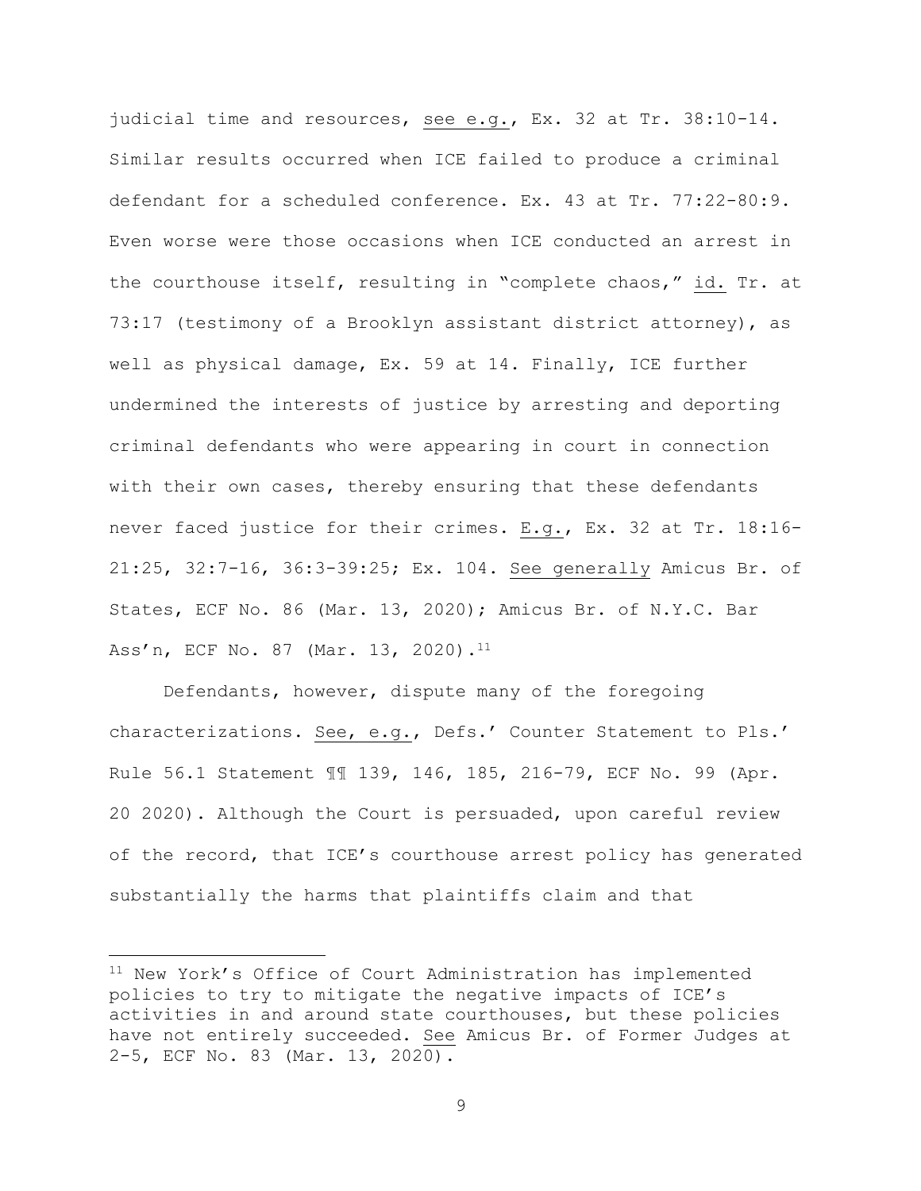judicial time and resources, see e.g., Ex. 32 at Tr. 38:10-14. Similar results occurred when ICE failed to produce a criminal defendant for a scheduled conference. Ex. 43 at Tr. 77:22-80:9. Even worse were those occasions when ICE conducted an arrest in the courthouse itself, resulting in "complete chaos," id. Tr. at 73:17 (testimony of a Brooklyn assistant district attorney), as well as physical damage, Ex. 59 at 14. Finally, ICE further undermined the interests of justice by arresting and deporting criminal defendants who were appearing in court in connection with their own cases, thereby ensuring that these defendants never faced justice for their crimes. E.g., Ex. 32 at Tr. 18:16-21:25, 32:7-16, 36:3-39:25; Ex. 104. See generally Amicus Br. of States, ECF No. 86 (Mar. 13, 2020); Amicus Br. of N.Y.C. Bar Ass'n, ECF No. 87 (Mar. 13, 2020).[11]

Defendants, however, dispute many of the foregoing characterizations. See, e.g., Defs.' Counter Statement to Pls.' Rule 56.1 Statement ¶¶ 139, 146, 185, 216-79, ECF No. 99 (Apr. 20 2020). Although the Court is persuaded, upon careful review of the record, that ICE's courthouse arrest policy has generated substantially the harms that plaintiffs claim and that

[11] New York's Office of Court Administration has implemented policies to try to mitigate the negative impacts of ICE's activities in and around state courthouses, but these policies have not entirely succeeded. See Amicus Br. of Former Judges at 2-5, ECF No. 83 (Mar. 13, 2020).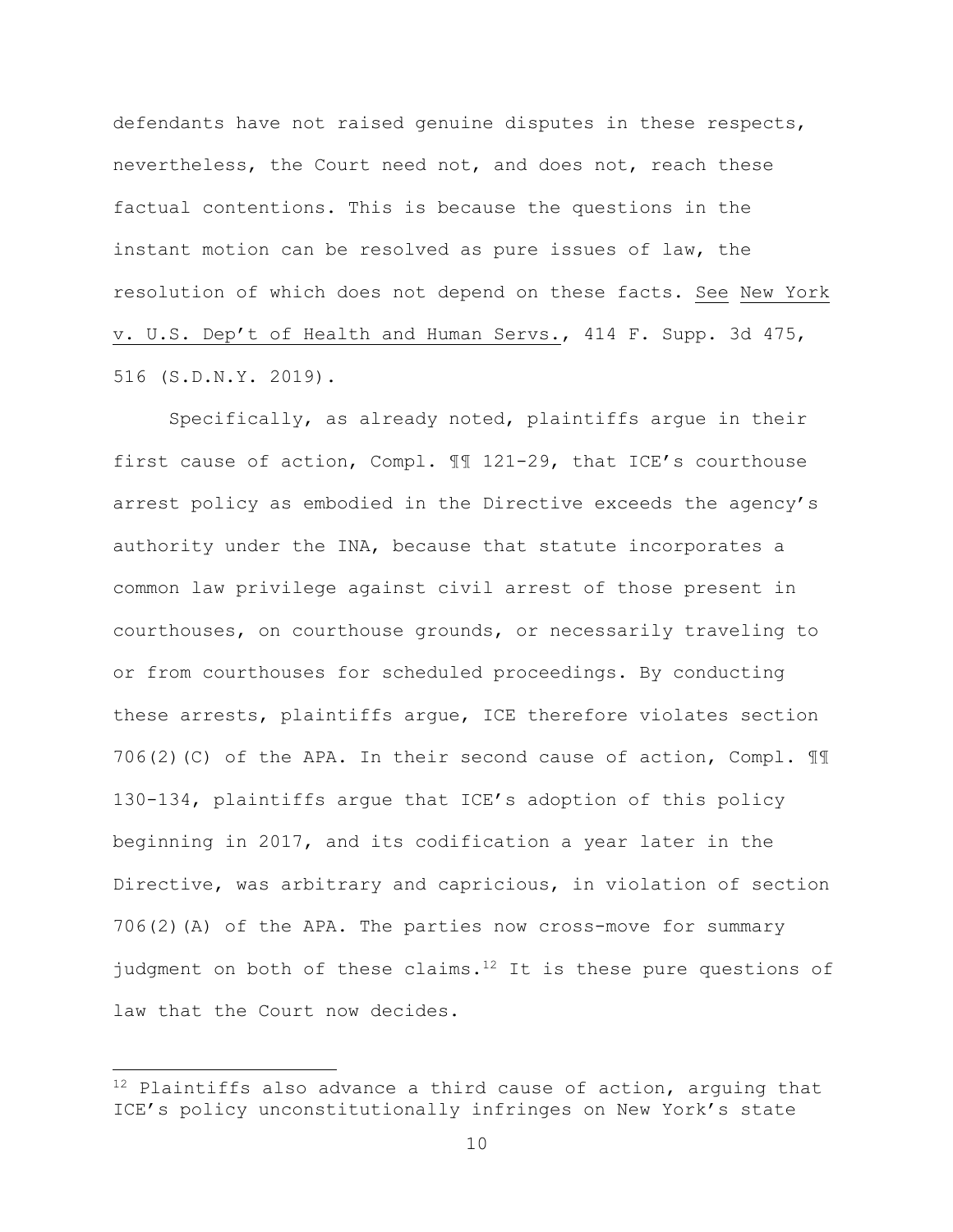defendants have not raised genuine disputes in these respects, nevertheless, the Court need not, and does not, reach these factual contentions. This is because the questions in the instant motion can be resolved as pure issues of law, the resolution of which does not depend on these facts. See New York v. U.S. Dep't of Health and Human Servs., 414 F. Supp. 3d 475, 516 (S.D.N.Y. 2019).

Specifically, as already noted, plaintiffs argue in their first cause of action, Compl. ¶¶ 121-29, that ICE's courthouse arrest policy as embodied in the Directive exceeds the agency's authority under the INA, because that statute incorporates a common law privilege against civil arrest of those present in courthouses, on courthouse grounds, or necessarily traveling to or from courthouses for scheduled proceedings. By conducting these arrests, plaintiffs argue, ICE therefore violates section 706(2)(C) of the APA. In their second cause of action, Compl. ¶¶ 130-134, plaintiffs argue that ICE's adoption of this policy beginning in 2017, and its codification a year later in the Directive, was arbitrary and capricious, in violation of section 706(2)(A) of the APA. The parties now cross-move for summary judgment on both of these claims.[12] It is these pure questions of law that the Court now decides.

[12] Plaintiffs also advance a third cause of action, arguing that ICE's policy unconstitutionally infringes on New York's state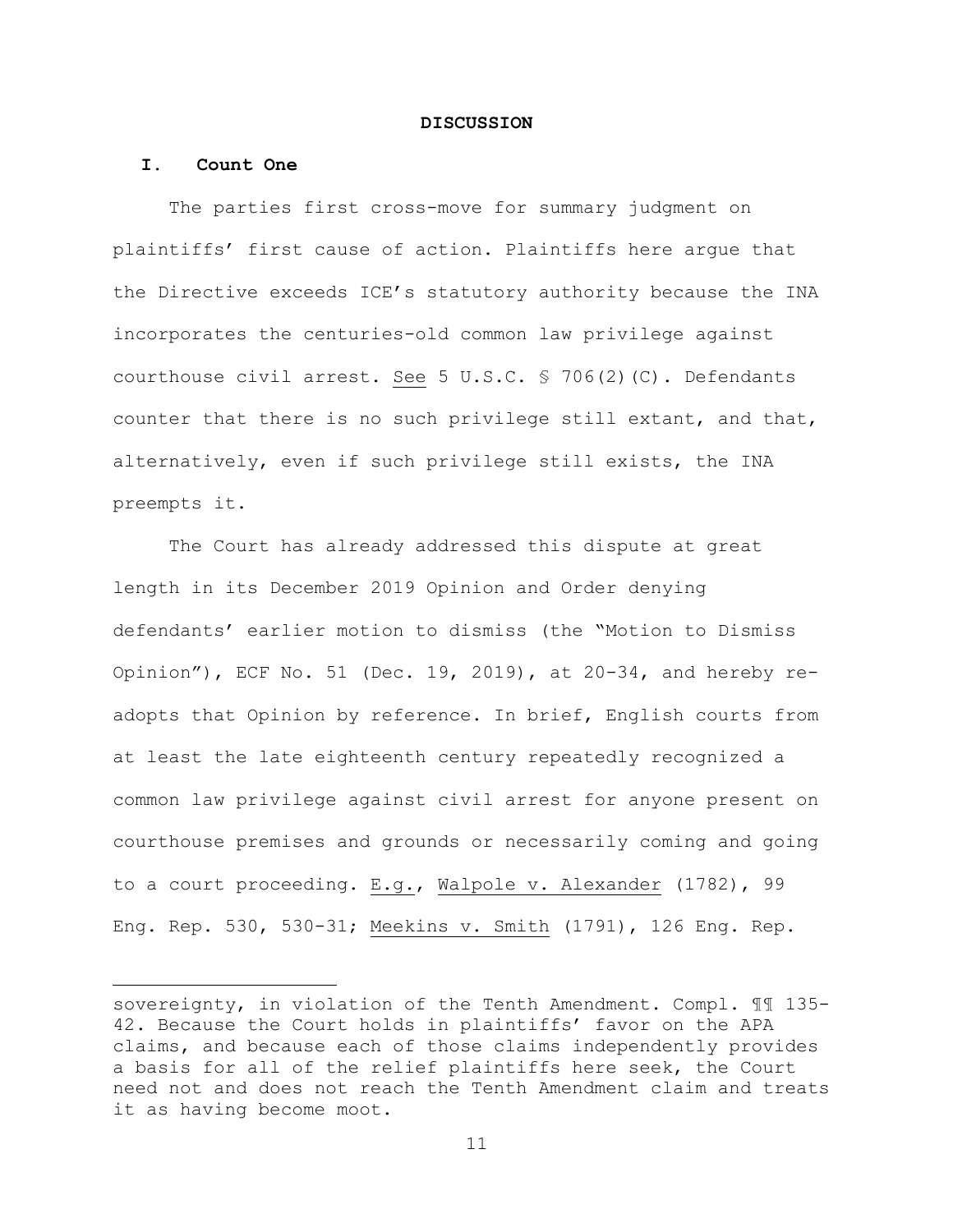**DISCUSSION**

## I. Count One

The parties first cross-move for summary judgment on plaintiffs' first cause of action. Plaintiffs here argue that the Directive exceeds ICE's statutory authority because the INA incorporates the centuries-old common law privilege against courthouse civil arrest. See 5 U.S.C. § 706(2)(C). Defendants counter that there is no such privilege still extant, and that, alternatively, even if such privilege still exists, the INA preempts it.

The Court has already addressed this dispute at great length in its December 2019 Opinion and Order denying defendants' earlier motion to dismiss (the "Motion to Dismiss Opinion"), ECF No. 51 (Dec. 19, 2019), at 20-34, and hereby re-adopts that Opinion by reference. In brief, English courts from at least the late eighteenth century repeatedly recognized a common law privilege against civil arrest for anyone present on courthouse premises and grounds or necessarily coming and going to a court proceeding. E.g., Walpole v. Alexander (1782), 99 Eng. Rep. 530, 530-31; Meekins v. Smith (1791), 126 Eng. Rep.

---

sovereignty, in violation of the Tenth Amendment. Compl. ¶¶ 135-42. Because the Court holds in plaintiffs' favor on the APA claims, and because each of those claims independently provides a basis for all of the relief plaintiffs here seek, the Court need not and does not reach the Tenth Amendment claim and treats it as having become moot.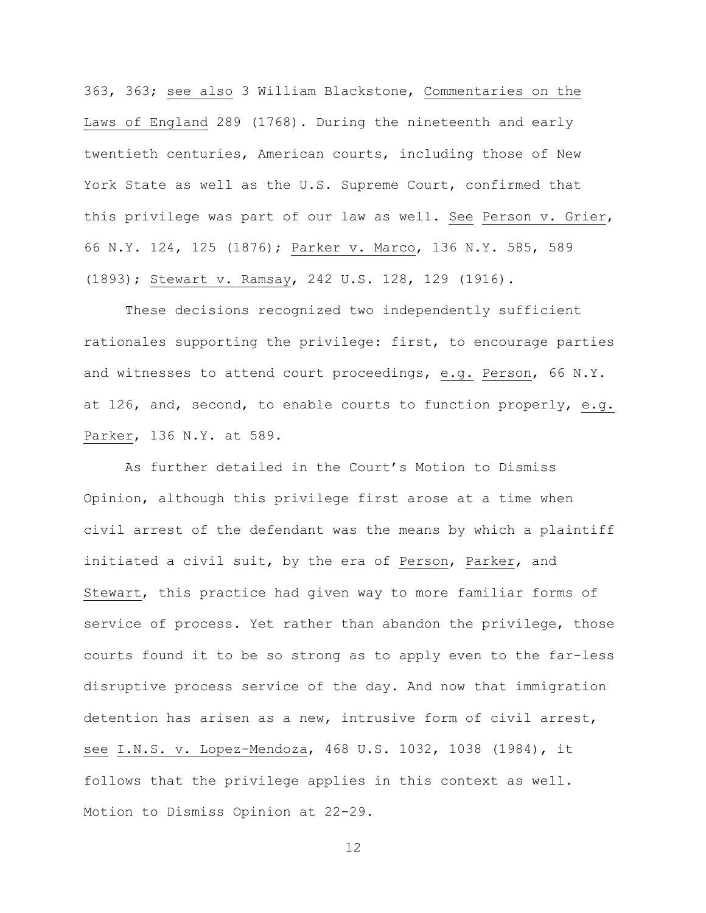363, 363; see also 3 William Blackstone, Commentaries on the Laws of England 289 (1768). During the nineteenth and early twentieth centuries, American courts, including those of New York State as well as the U.S. Supreme Court, confirmed that this privilege was part of our law as well. See Person v. Grier, 66 N.Y. 124, 125 (1876); Parker v. Marco, 136 N.Y. 585, 589 (1893); Stewart v. Ramsay, 242 U.S. 128, 129 (1916).

These decisions recognized two independently sufficient rationales supporting the privilege: first, to encourage parties and witnesses to attend court proceedings, e.g. Person, 66 N.Y. at 126, and, second, to enable courts to function properly, e.g. Parker, 136 N.Y. at 589.

As further detailed in the Court's Motion to Dismiss Opinion, although this privilege first arose at a time when civil arrest of the defendant was the means by which a plaintiff initiated a civil suit, by the era of Person, Parker, and Stewart, this practice had given way to more familiar forms of service of process. Yet rather than abandon the privilege, those courts found it to be so strong as to apply even to the far-less disruptive process service of the day. And now that immigration detention has arisen as a new, intrusive form of civil arrest, see I.N.S. v. Lopez-Mendoza, 468 U.S. 1032, 1038 (1984), it follows that the privilege applies in this context as well. Motion to Dismiss Opinion at 22-29.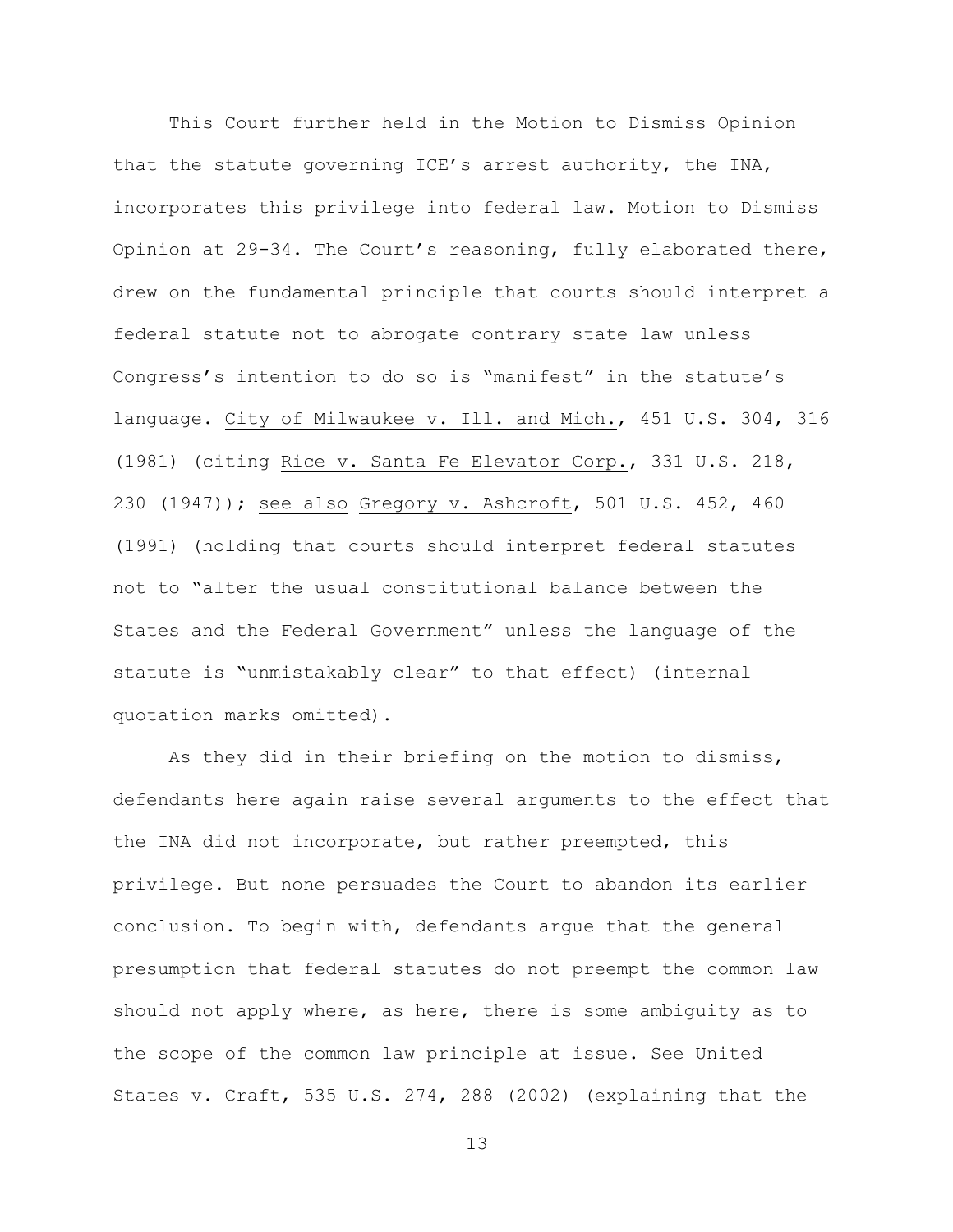This Court further held in the Motion to Dismiss Opinion that the statute governing ICE's arrest authority, the INA, incorporates this privilege into federal law. Motion to Dismiss Opinion at 29-34. The Court's reasoning, fully elaborated there, drew on the fundamental principle that courts should interpret a federal statute not to abrogate contrary state law unless Congress's intention to do so is "manifest" in the statute's language. City of Milwaukee v. Ill. and Mich., 451 U.S. 304, 316 (1981) (citing Rice v. Santa Fe Elevator Corp., 331 U.S. 218, 230 (1947)); see also Gregory v. Ashcroft, 501 U.S. 452, 460 (1991) (holding that courts should interpret federal statutes not to "alter the usual constitutional balance between the States and the Federal Government" unless the language of the statute is "unmistakably clear" to that effect) (internal quotation marks omitted).

As they did in their briefing on the motion to dismiss, defendants here again raise several arguments to the effect that the INA did not incorporate, but rather preempted, this privilege. But none persuades the Court to abandon its earlier conclusion. To begin with, defendants argue that the general presumption that federal statutes do not preempt the common law should not apply where, as here, there is some ambiguity as to the scope of the common law principle at issue. See United States v. Craft, 535 U.S. 274, 288 (2002) (explaining that the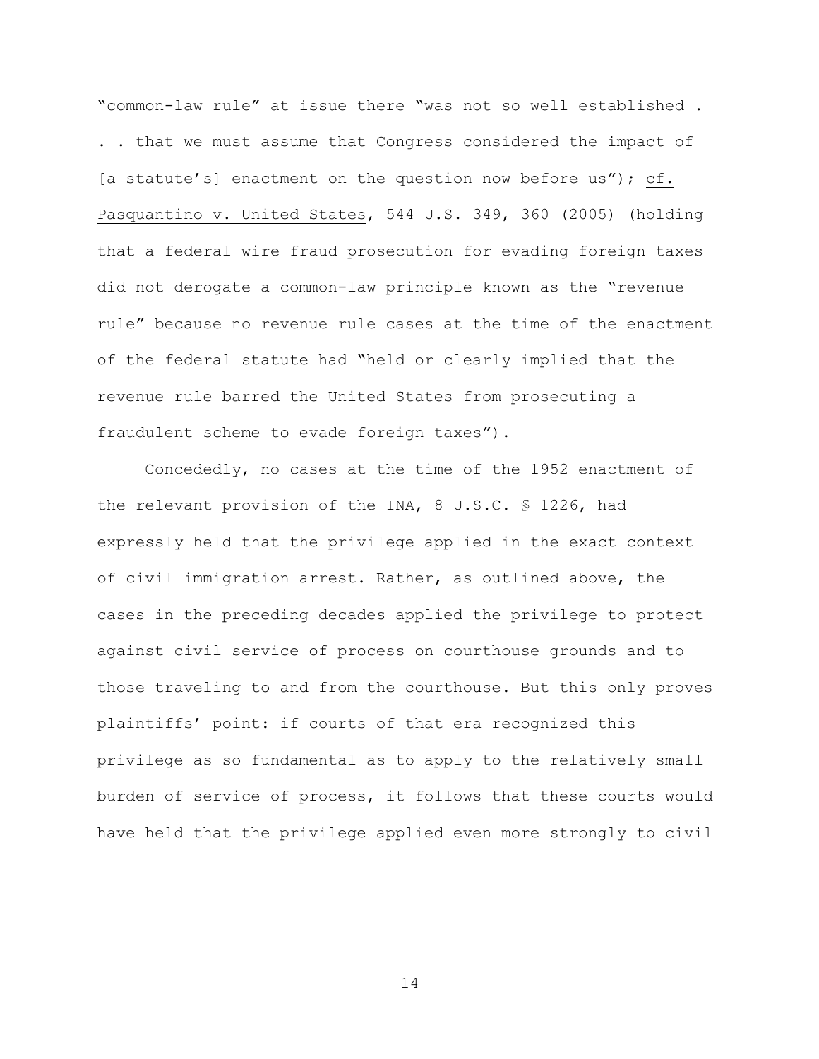"common-law rule" at issue there "was not so well established . . . that we must assume that Congress considered the impact of [a statute's] enactment on the question now before us"); cf. Pasquantino v. United States, 544 U.S. 349, 360 (2005) (holding that a federal wire fraud prosecution for evading foreign taxes did not derogate a common-law principle known as the "revenue rule" because no revenue rule cases at the time of the enactment of the federal statute had "held or clearly implied that the revenue rule barred the United States from prosecuting a fraudulent scheme to evade foreign taxes").

Concededly, no cases at the time of the 1952 enactment of the relevant provision of the INA, 8 U.S.C. § 1226, had expressly held that the privilege applied in the exact context of civil immigration arrest. Rather, as outlined above, the cases in the preceding decades applied the privilege to protect against civil service of process on courthouse grounds and to those traveling to and from the courthouse. But this only proves plaintiffs' point: if courts of that era recognized this privilege as so fundamental as to apply to the relatively small burden of service of process, it follows that these courts would have held that the privilege applied even more strongly to civil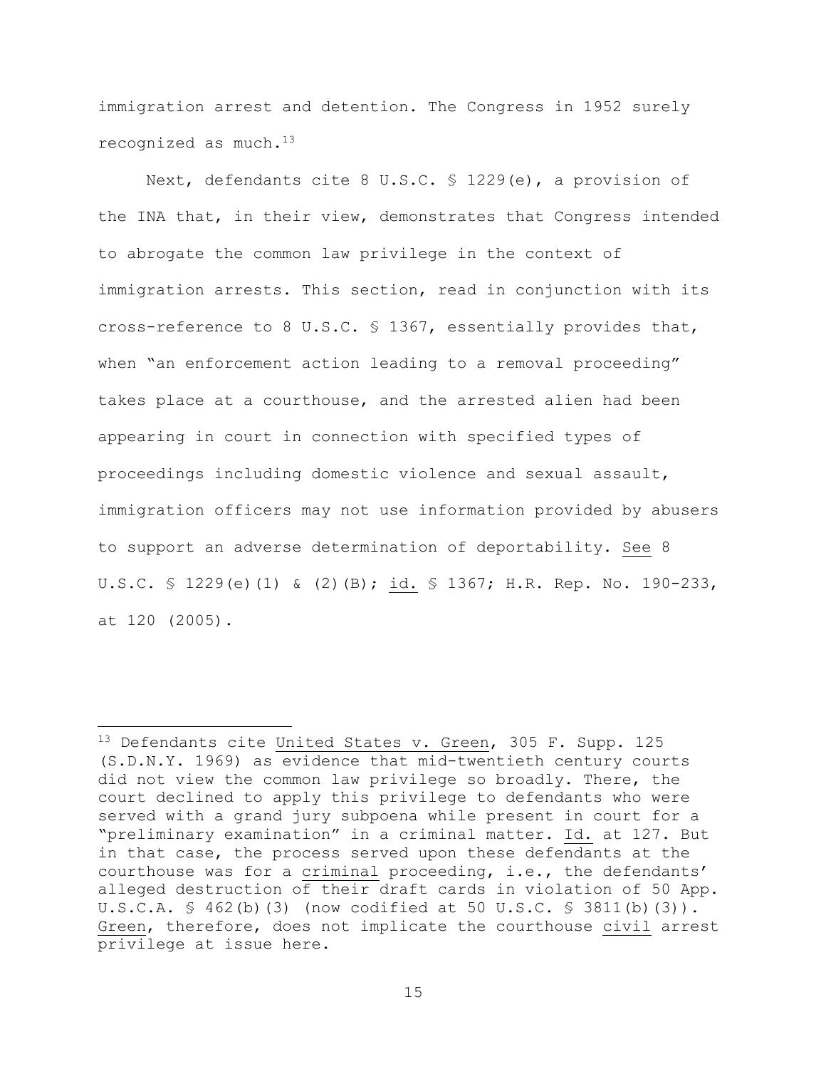immigration arrest and detention. The Congress in 1952 surely recognized as much.[13]

Next, defendants cite 8 U.S.C. § 1229(e), a provision of the INA that, in their view, demonstrates that Congress intended to abrogate the common law privilege in the context of immigration arrests. This section, read in conjunction with its cross-reference to 8 U.S.C. § 1367, essentially provides that, when "an enforcement action leading to a removal proceeding" takes place at a courthouse, and the arrested alien had been appearing in court in connection with specified types of proceedings including domestic violence and sexual assault, immigration officers may not use information provided by abusers to support an adverse determination of deportability. See 8 U.S.C. § 1229(e)(1) & (2)(B); id. § 1367; H.R. Rep. No. 190-233, at 120 (2005).

---

[13] Defendants cite United States v. Green, 305 F. Supp. 125 (S.D.N.Y. 1969) as evidence that mid-twentieth century courts did not view the common law privilege so broadly. There, the court declined to apply this privilege to defendants who were served with a grand jury subpoena while present in court for a "preliminary examination" in a criminal matter. Id. at 127. But in that case, the process served upon these defendants at the courthouse was for a criminal proceeding, i.e., the defendants' alleged destruction of their draft cards in violation of 50 App. U.S.C.A. § 462(b)(3) (now codified at 50 U.S.C. § 3811(b)(3)). Green, therefore, does not implicate the courthouse civil arrest privilege at issue here.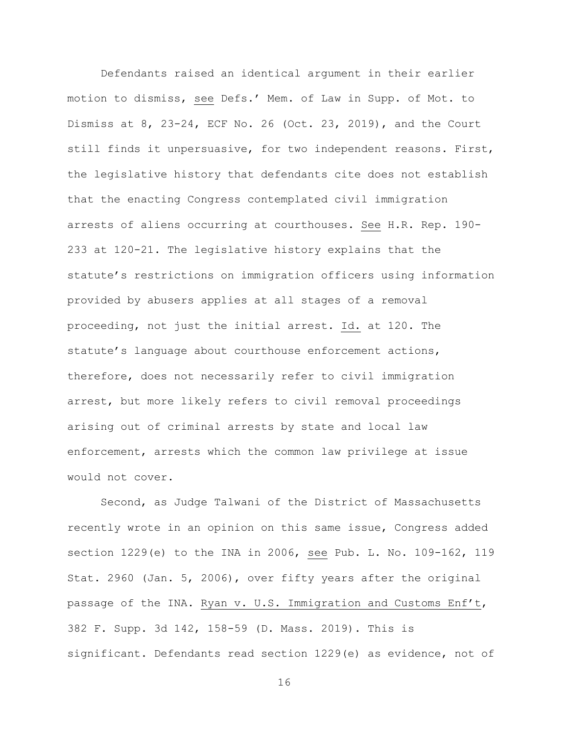Defendants raised an identical argument in their earlier motion to dismiss, see Defs.' Mem. of Law in Supp. of Mot. to Dismiss at 8, 23-24, ECF No. 26 (Oct. 23, 2019), and the Court still finds it unpersuasive, for two independent reasons. First, the legislative history that defendants cite does not establish that the enacting Congress contemplated civil immigration arrests of aliens occurring at courthouses. See H.R. Rep. 190-233 at 120-21. The legislative history explains that the statute's restrictions on immigration officers using information provided by abusers applies at all stages of a removal proceeding, not just the initial arrest. Id. at 120. The statute's language about courthouse enforcement actions, therefore, does not necessarily refer to civil immigration arrest, but more likely refers to civil removal proceedings arising out of criminal arrests by state and local law enforcement, arrests which the common law privilege at issue would not cover.

Second, as Judge Talwani of the District of Massachusetts recently wrote in an opinion on this same issue, Congress added section 1229(e) to the INA in 2006, see Pub. L. No. 109-162, 119 Stat. 2960 (Jan. 5, 2006), over fifty years after the original passage of the INA. Ryan v. U.S. Immigration and Customs Enf't, 382 F. Supp. 3d 142, 158-59 (D. Mass. 2019). This is significant. Defendants read section 1229(e) as evidence, not of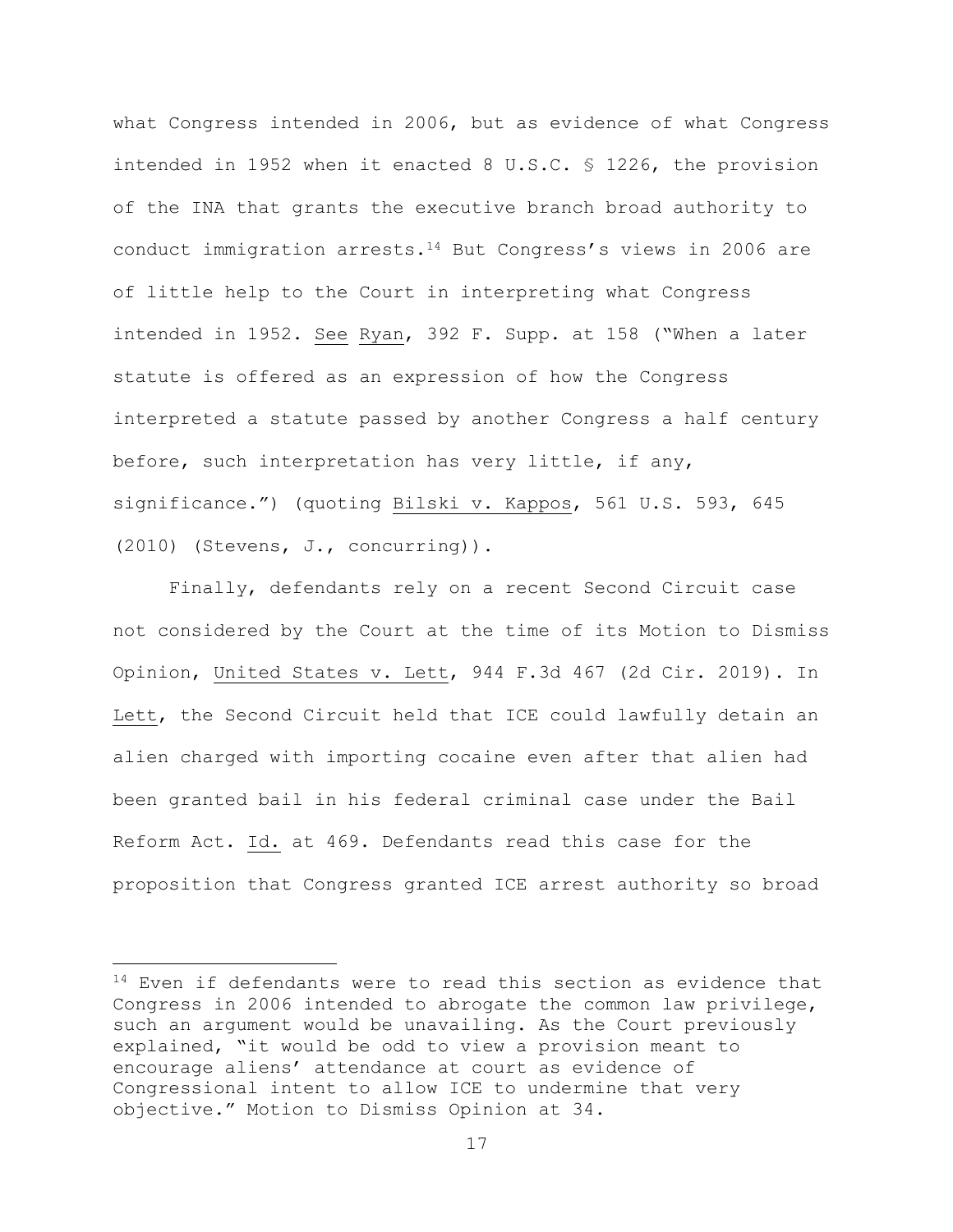what Congress intended in 2006, but as evidence of what Congress intended in 1952 when it enacted 8 U.S.C. § 1226, the provision of the INA that grants the executive branch broad authority to conduct immigration arrests.[14] But Congress's views in 2006 are of little help to the Court in interpreting what Congress intended in 1952. See Ryan, 392 F. Supp. at 158 ("When a later statute is offered as an expression of how the Congress interpreted a statute passed by another Congress a half century before, such interpretation has very little, if any, significance.") (quoting Bilski v. Kappos, 561 U.S. 593, 645 (2010) (Stevens, J., concurring)).

Finally, defendants rely on a recent Second Circuit case not considered by the Court at the time of its Motion to Dismiss Opinion, United States v. Lett, 944 F.3d 467 (2d Cir. 2019). In Lett, the Second Circuit held that ICE could lawfully detain an alien charged with importing cocaine even after that alien had been granted bail in his federal criminal case under the Bail Reform Act. Id. at 469. Defendants read this case for the proposition that Congress granted ICE arrest authority so broad

[14] Even if defendants were to read this section as evidence that Congress in 2006 intended to abrogate the common law privilege, such an argument would be unavailing. As the Court previously explained, "it would be odd to view a provision meant to encourage aliens' attendance at court as evidence of Congressional intent to allow ICE to undermine that very objective." Motion to Dismiss Opinion at 34.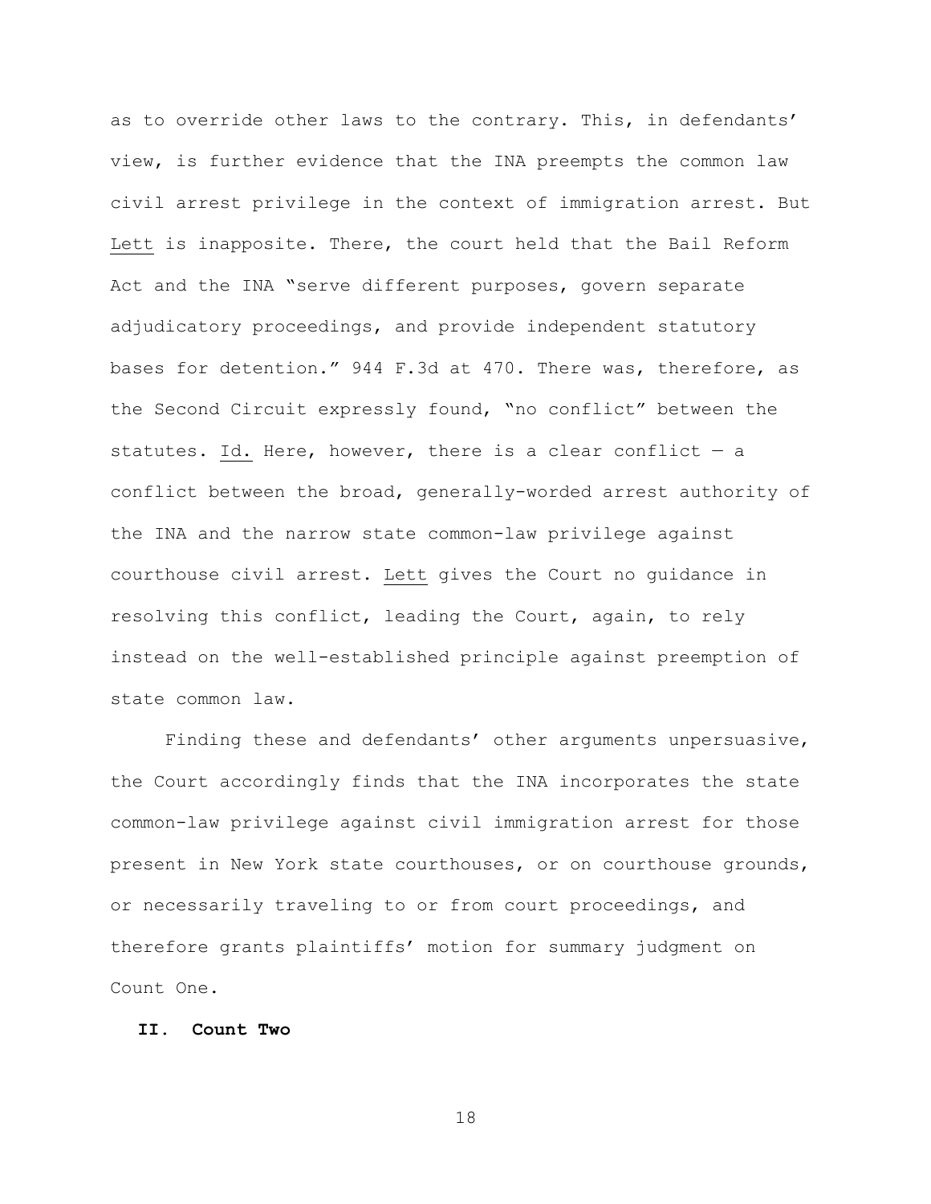as to override other laws to the contrary. This, in defendants' view, is further evidence that the INA preempts the common law civil arrest privilege in the context of immigration arrest. But Lett is inapposite. There, the court held that the Bail Reform Act and the INA "serve different purposes, govern separate adjudicatory proceedings, and provide independent statutory bases for detention." 944 F.3d at 470. There was, therefore, as the Second Circuit expressly found, "no conflict" between the statutes. Id. Here, however, there is a clear conflict — a conflict between the broad, generally-worded arrest authority of the INA and the narrow state common-law privilege against courthouse civil arrest. Lett gives the Court no guidance in resolving this conflict, leading the Court, again, to rely instead on the well-established principle against preemption of state common law.

Finding these and defendants' other arguments unpersuasive, the Court accordingly finds that the INA incorporates the state common-law privilege against civil immigration arrest for those present in New York state courthouses, or on courthouse grounds, or necessarily traveling to or from court proceedings, and therefore grants plaintiffs' motion for summary judgment on Count One.

## II. Count Two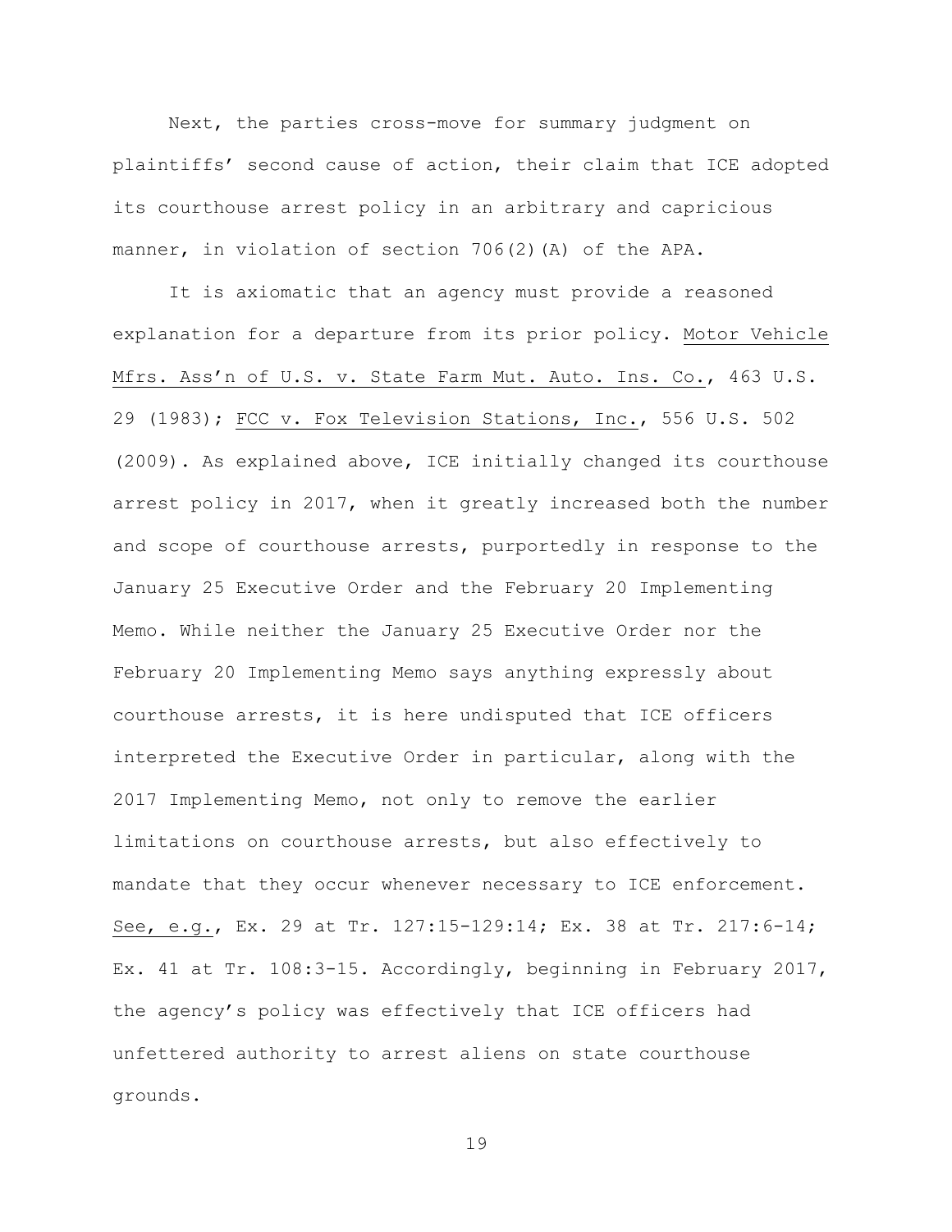Next, the parties cross-move for summary judgment on plaintiffs' second cause of action, their claim that ICE adopted its courthouse arrest policy in an arbitrary and capricious manner, in violation of section 706(2)(A) of the APA.

It is axiomatic that an agency must provide a reasoned explanation for a departure from its prior policy. Motor Vehicle Mfrs. Ass'n of U.S. v. State Farm Mut. Auto. Ins. Co., 463 U.S. 29 (1983); FCC v. Fox Television Stations, Inc., 556 U.S. 502 (2009). As explained above, ICE initially changed its courthouse arrest policy in 2017, when it greatly increased both the number and scope of courthouse arrests, purportedly in response to the January 25 Executive Order and the February 20 Implementing Memo. While neither the January 25 Executive Order nor the February 20 Implementing Memo says anything expressly about courthouse arrests, it is here undisputed that ICE officers interpreted the Executive Order in particular, along with the 2017 Implementing Memo, not only to remove the earlier limitations on courthouse arrests, but also effectively to mandate that they occur whenever necessary to ICE enforcement. See, e.g., Ex. 29 at Tr. 127:15-129:14; Ex. 38 at Tr. 217:6-14; Ex. 41 at Tr. 108:3-15. Accordingly, beginning in February 2017, the agency's policy was effectively that ICE officers had unfettered authority to arrest aliens on state courthouse grounds.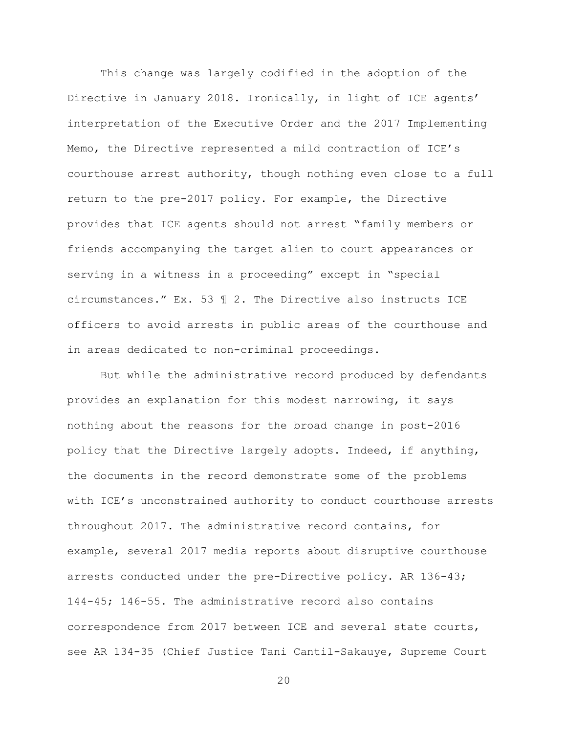This change was largely codified in the adoption of the Directive in January 2018. Ironically, in light of ICE agents' interpretation of the Executive Order and the 2017 Implementing Memo, the Directive represented a mild contraction of ICE's courthouse arrest authority, though nothing even close to a full return to the pre-2017 policy. For example, the Directive provides that ICE agents should not arrest "family members or friends accompanying the target alien to court appearances or serving in a witness in a proceeding" except in "special circumstances." Ex. 53 ¶ 2. The Directive also instructs ICE officers to avoid arrests in public areas of the courthouse and in areas dedicated to non-criminal proceedings.

But while the administrative record produced by defendants provides an explanation for this modest narrowing, it says nothing about the reasons for the broad change in post-2016 policy that the Directive largely adopts. Indeed, if anything, the documents in the record demonstrate some of the problems with ICE's unconstrained authority to conduct courthouse arrests throughout 2017. The administrative record contains, for example, several 2017 media reports about disruptive courthouse arrests conducted under the pre-Directive policy. AR 136-43; 144-45; 146-55. The administrative record also contains correspondence from 2017 between ICE and several state courts, see AR 134-35 (Chief Justice Tani Cantil-Sakauye, Supreme Court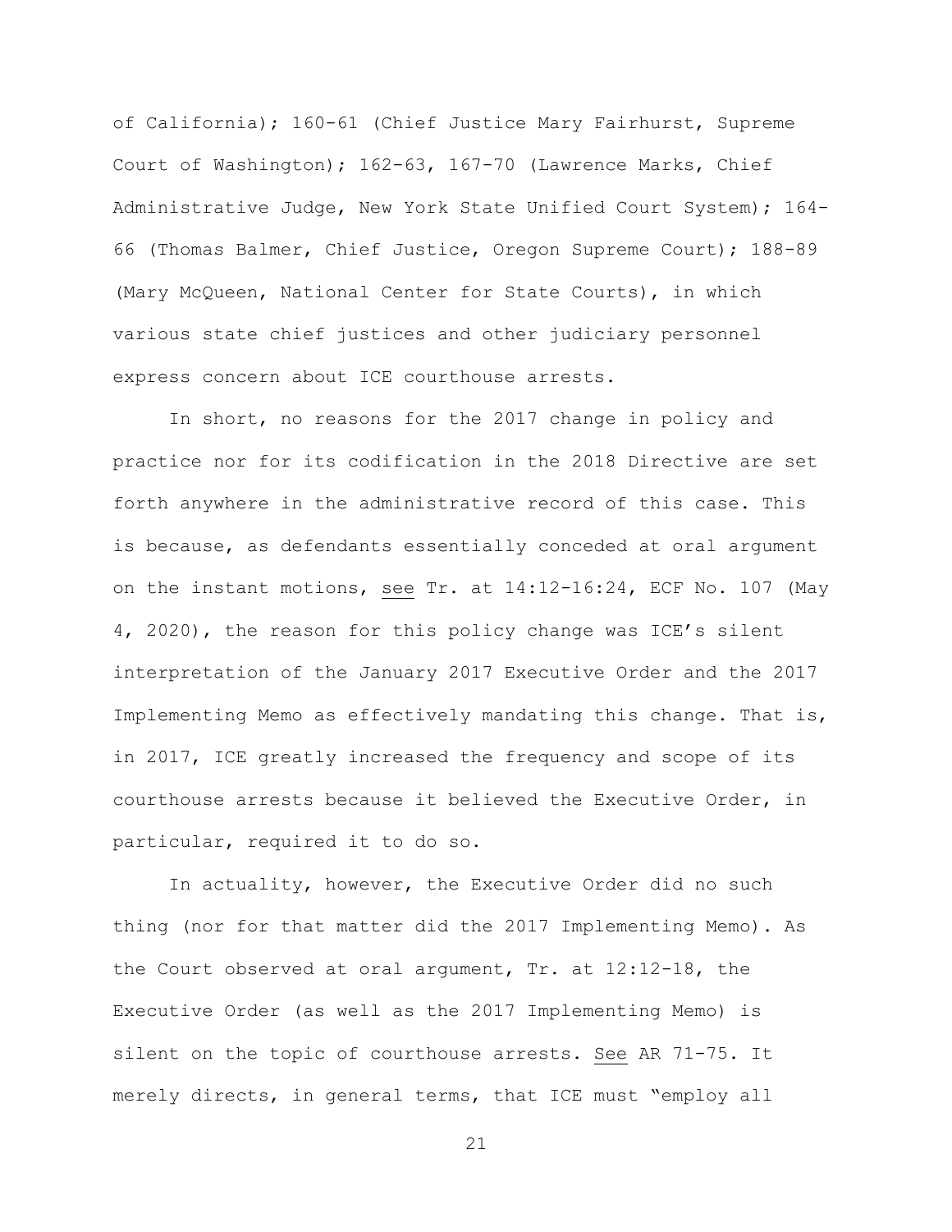of California); 160-61 (Chief Justice Mary Fairhurst, Supreme Court of Washington); 162-63, 167-70 (Lawrence Marks, Chief Administrative Judge, New York State Unified Court System); 164-66 (Thomas Balmer, Chief Justice, Oregon Supreme Court); 188-89 (Mary McQueen, National Center for State Courts), in which various state chief justices and other judiciary personnel express concern about ICE courthouse arrests.

In short, no reasons for the 2017 change in policy and practice nor for its codification in the 2018 Directive are set forth anywhere in the administrative record of this case. This is because, as defendants essentially conceded at oral argument on the instant motions, see Tr. at 14:12-16:24, ECF No. 107 (May 4, 2020), the reason for this policy change was ICE's silent interpretation of the January 2017 Executive Order and the 2017 Implementing Memo as effectively mandating this change. That is, in 2017, ICE greatly increased the frequency and scope of its courthouse arrests because it believed the Executive Order, in particular, required it to do so.

In actuality, however, the Executive Order did no such thing (nor for that matter did the 2017 Implementing Memo). As the Court observed at oral argument, Tr. at 12:12-18, the Executive Order (as well as the 2017 Implementing Memo) is silent on the topic of courthouse arrests. See AR 71-75. It merely directs, in general terms, that ICE must "employ all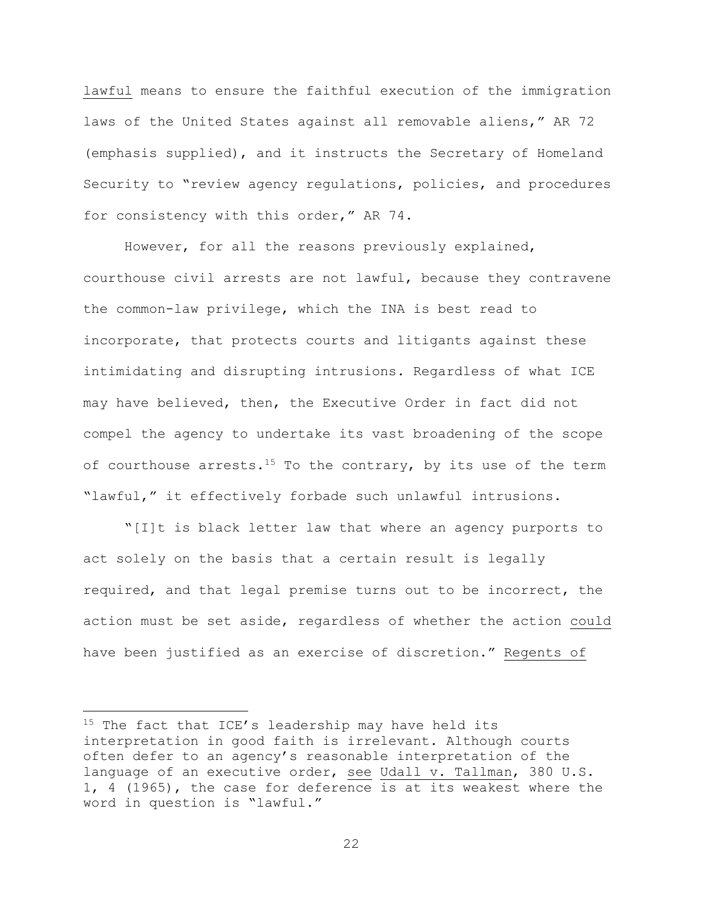lawful means to ensure the faithful execution of the immigration laws of the United States against all removable aliens," AR 72 (emphasis supplied), and it instructs the Secretary of Homeland Security to "review agency regulations, policies, and procedures for consistency with this order," AR 74.

However, for all the reasons previously explained, courthouse civil arrests are not lawful, because they contravene the common-law privilege, which the INA is best read to incorporate, that protects courts and litigants against these intimidating and disrupting intrusions. Regardless of what ICE may have believed, then, the Executive Order in fact did not compel the agency to undertake its vast broadening of the scope of courthouse arrests.[15] To the contrary, by its use of the term "lawful," it effectively forbade such unlawful intrusions.

"[I]t is black letter law that where an agency purports to act solely on the basis that a certain result is legally required, and that legal premise turns out to be incorrect, the action must be set aside, regardless of whether the action could have been justified as an exercise of discretion." Regents of

---

[15] The fact that ICE's leadership may have held its interpretation in good faith is irrelevant. Although courts often defer to an agency's reasonable interpretation of the language of an executive order, see Udall v. Tallman, 380 U.S. 1, 4 (1965), the case for deference is at its weakest where the word in question is "lawful."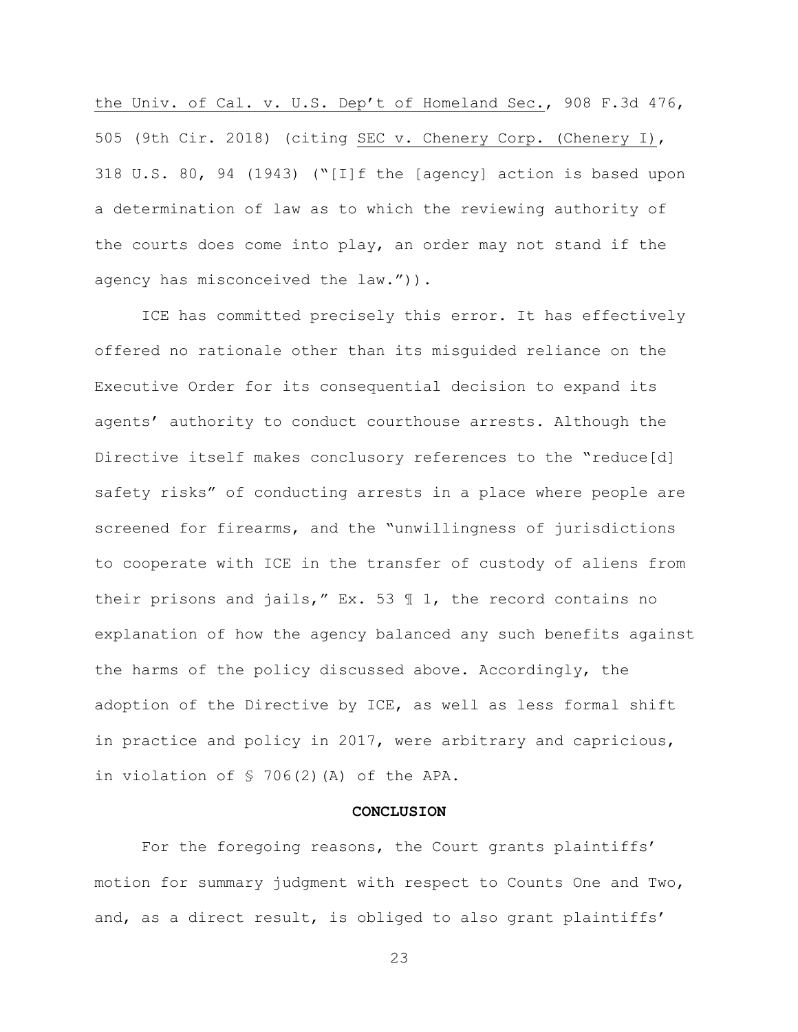the Univ. of Cal. v. U.S. Dep't of Homeland Sec., 908 F.3d 476, 505 (9th Cir. 2018) (citing SEC v. Chenery Corp. (Chenery I), 318 U.S. 80, 94 (1943) ("[I]f the [agency] action is based upon a determination of law as to which the reviewing authority of the courts does come into play, an order may not stand if the agency has misconceived the law.")).

ICE has committed precisely this error. It has effectively offered no rationale other than its misguided reliance on the Executive Order for its consequential decision to expand its agents' authority to conduct courthouse arrests. Although the Directive itself makes conclusory references to the "reduce[d] safety risks" of conducting arrests in a place where people are screened for firearms, and the "unwillingness of jurisdictions to cooperate with ICE in the transfer of custody of aliens from their prisons and jails," Ex. 53 ¶ 1, the record contains no explanation of how the agency balanced any such benefits against the harms of the policy discussed above. Accordingly, the adoption of the Directive by ICE, as well as less formal shift in practice and policy in 2017, were arbitrary and capricious, in violation of § 706(2)(A) of the APA.

**CONCLUSION**

For the foregoing reasons, the Court grants plaintiffs' motion for summary judgment with respect to Counts One and Two, and, as a direct result, is obliged to also grant plaintiffs'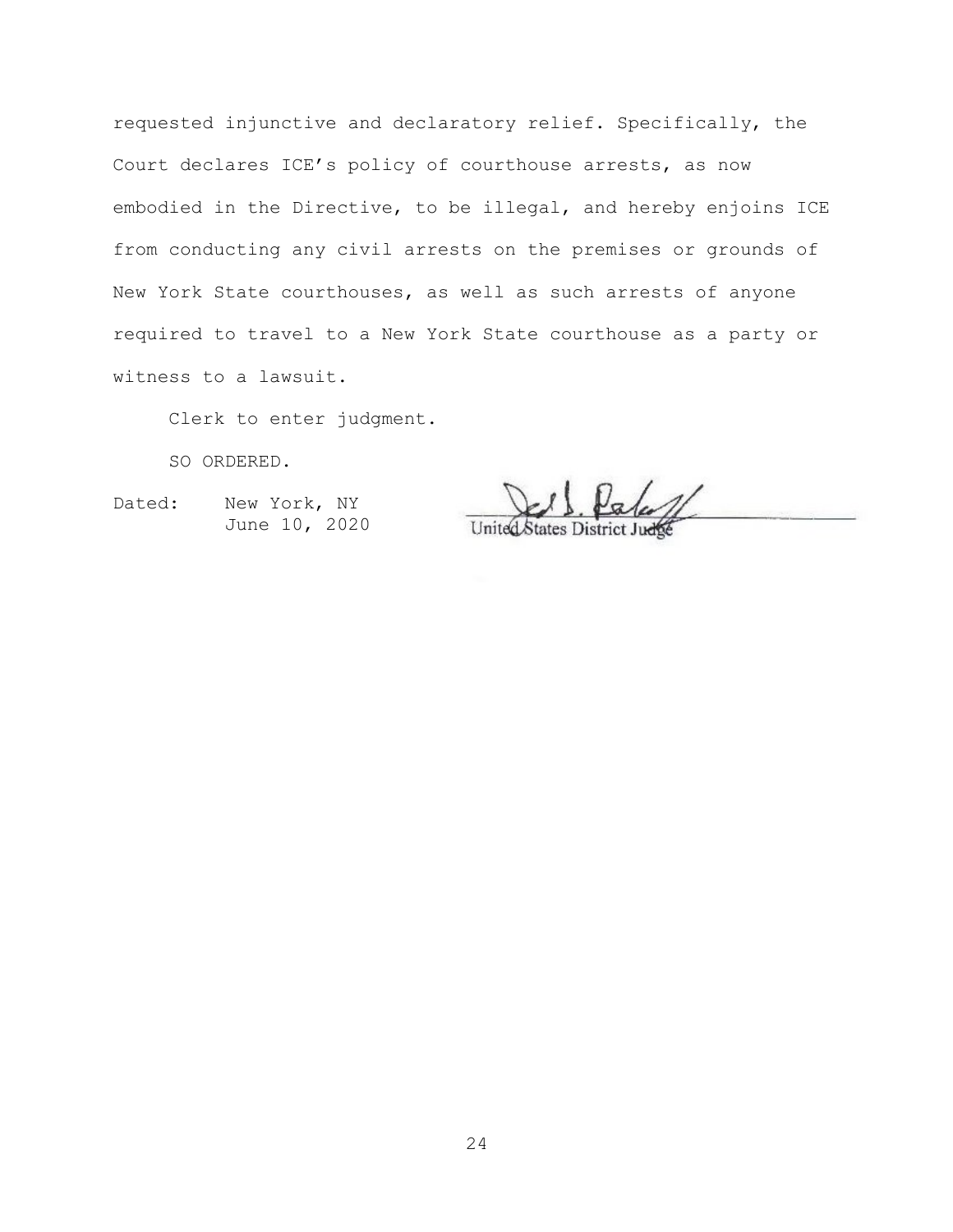requested injunctive and declaratory relief. Specifically, the Court declares ICE's policy of courthouse arrests, as now embodied in the Directive, to be illegal, and hereby enjoins ICE from conducting any civil arrests on the premises or grounds of New York State courthouses, as well as such arrests of anyone required to travel to a New York State courthouse as a party or witness to a lawsuit.

Clerk to enter judgment.

SO ORDERED.

Dated: New York, NY
June 10, 2020

United States District Judge